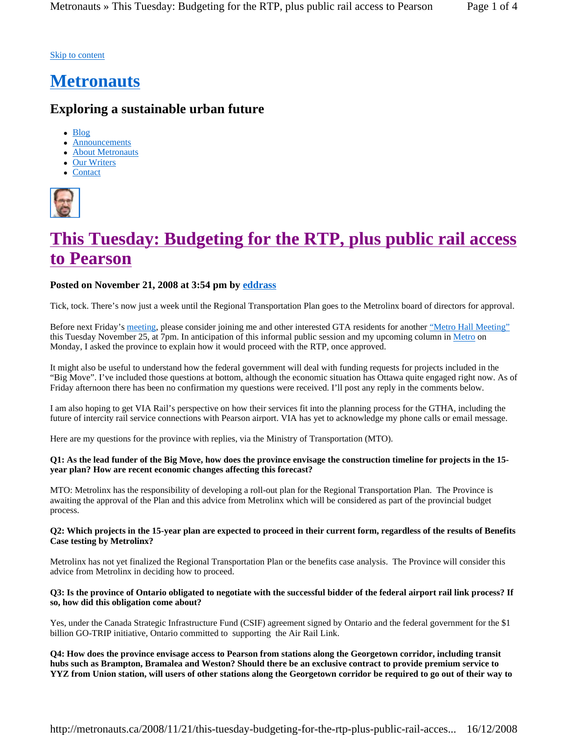Skip to content

# Metronauts

## Exploring a sustainable urban future

- Blog
- Announcements
- About Metronauts
- Our Writers
- Contact

# This Tuesday: Budgeting for the RTP, plus public rail access to Pearson

### Posted on November 21, 2008 at 3:54 pm by eddrass

Tick, tock. There's now just a week until the Regional Transportation Plan goes to the Metrolinx board of directors for approval.

Before next Friday's meeting, please consider joining me and other interested GTA residents for another "Metro Hall Meeting" this Tuesday November 25, at 7pm. In anticipation of this informal public session and my upcoming column in Metro on Monday, I asked the province to explain how it would proceed with the RTP, once approved.

It might also be useful to understand how the federal government will deal with funding requests for projects included in the "Big Move". I've included those questions at bottom, although the economic situation has Ottawa quite engaged right now. As of Friday afternoon there has been no confirmation my questions were received. I'll post any reply in the comments below.

I am also hoping to get VIA Rail's perspective on how their services fit into the planning process for the GTHA, including the future of intercity rail service connections with Pearson airport. VIA has yet to acknowledge my phone calls or email message.

Here are my questions for the province with replies, via the Ministry of Transportation (MTO).

**Q1: As the lead funder of the Big Move, how does the province envisage the construction timeline for projects in the 15-year plan? How are recent economic changes affecting this forecast?**

MTO: Metrolinx has the responsibility of developing a roll-out plan for the Regional Transportation Plan. The Province is awaiting the approval of the Plan and this advice from Metrolinx which will be considered as part of the provincial budget process.

**Q2: Which projects in the 15-year plan are expected to proceed in their current form, regardless of the results of Benefits Case testing by Metrolinx?**

Metrolinx has not yet finalized the Regional Transportation Plan or the benefits case analysis. The Province will consider this advice from Metrolinx in deciding how to proceed.

**Q3: Is the province of Ontario obligated to negotiate with the successful bidder of the federal airport rail link process? If so, how did this obligation come about?**

Yes, under the Canada Strategic Infrastructure Fund (CSIF) agreement signed by Ontario and the federal government for the $1 billion GO-TRIP initiative, Ontario committed to supporting the Air Rail Link.

**Q4: How does the province envisage access to Pearson from stations along the Georgetown corridor, including transit hubs such as Brampton, Bramalea and Weston? Should there be an exclusive contract to provide premium service to YYZ from Union station, will users of other stations along the Georgetown corridor be required to go out of their way to**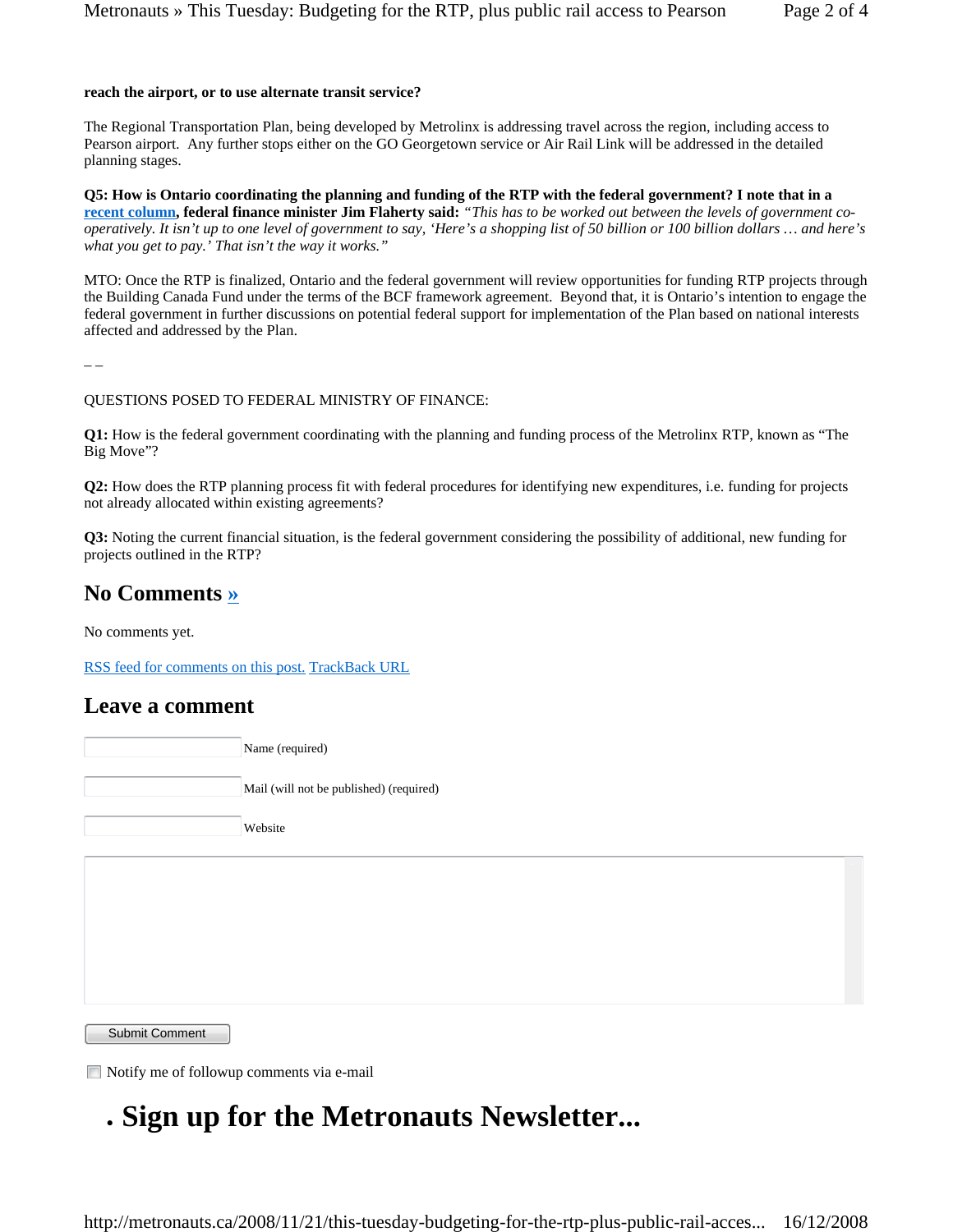**reach the airport, or to use alternate transit service?**

The Regional Transportation Plan, being developed by Metrolinx is addressing travel across the region, including access to Pearson airport. Any further stops either on the GO Georgetown service or Air Rail Link will be addressed in the detailed planning stages.

**Q5: How is Ontario coordinating the planning and funding of the RTP with the federal government? I note that in a [recent column](), federal finance minister Jim Flaherty said:** *"This has to be worked out between the levels of government co-operatively. It isn't up to one level of government to say, 'Here's a shopping list of 50 billion or 100 billion dollars … and here's what you get to pay.' That isn't the way it works."*

MTO: Once the RTP is finalized, Ontario and the federal government will review opportunities for funding RTP projects through the Building Canada Fund under the terms of the BCF framework agreement. Beyond that, it is Ontario's intention to engage the federal government in further discussions on potential federal support for implementation of the Plan based on national interests affected and addressed by the Plan.

– –

QUESTIONS POSED TO FEDERAL MINISTRY OF FINANCE:

**Q1:** How is the federal government coordinating with the planning and funding process of the Metrolinx RTP, known as "The Big Move"?

**Q2:** How does the RTP planning process fit with federal procedures for identifying new expenditures, i.e. funding for projects not already allocated within existing agreements?

**Q3:** Noting the current financial situation, is the federal government considering the possibility of additional, new funding for projects outlined in the RTP?

## No Comments »

No comments yet.

RSS feed for comments on this post. TrackBack URL

## Leave a comment

Name (required)

Mail (will not be published) (required)

Website

Submit Comment

Notify me of followup comments via e-mail

- **Sign up for the Metronauts Newsletter...**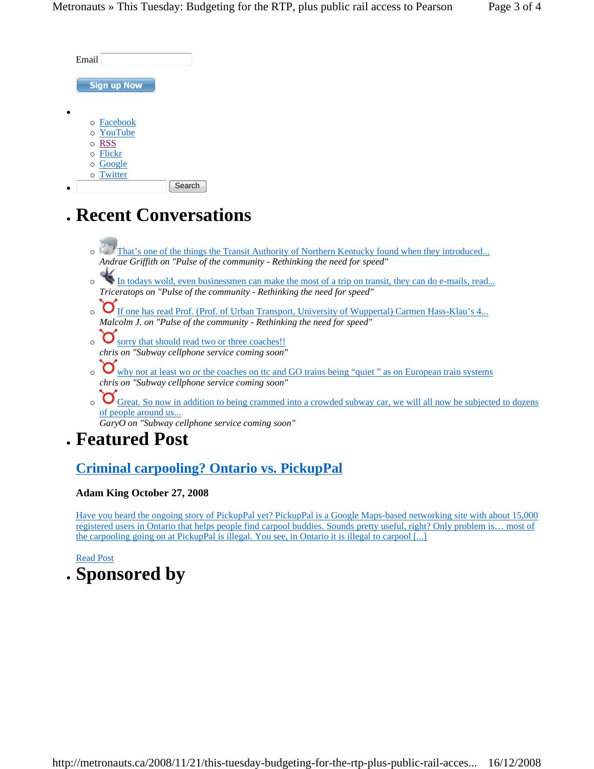Email

Sign up Now

- 
  - Facebook
  - YouTube
  - RSS
  - Flickr
  - Google
  - Twitter
- Search

## Recent Conversations

- That's one of the things the Transit Authority of Northern Kentucky found when they introduced...
  *Andrae Griffith on "Pulse of the community - Rethinking the need for speed"*
- In todays wold, even businessmen can make the most of a trip on transit, they can do e-mails, read...
  *Triceratops on "Pulse of the community - Rethinking the need for speed"*
- If one has read Prof. (Prof. of Urban Transport, University of Wuppertal) Carmen Hass-Klau's 4...
  *Malcolm J. on "Pulse of the community - Rethinking the need for speed"*
- sorry that should read two or three coaches!!
  *chris on "Subway cellphone service coming soon"*
- why not at least wo or the coaches on ttc and GO trains being "quiet " as on European train systems
  *chris on "Subway cellphone service coming soon"*
- Great. So now in addition to being crammed into a crowded subway car, we will all now be subjected to dozens of people around us...
  *GaryO on "Subway cellphone service coming soon"*

## Featured Post

### Criminal carpooling? Ontario vs. PickupPal

**Adam King October 27, 2008**

Have you heard the ongoing story of PickupPal yet? PickupPal is a Google Maps-based networking site with about 15,000 registered users in Ontario that helps people find carpool buddies. Sounds pretty useful, right? Only problem is… most of the carpooling going on at PickupPal is illegal. You see, in Ontario it is illegal to carpool [...]

Read Post

## Sponsored by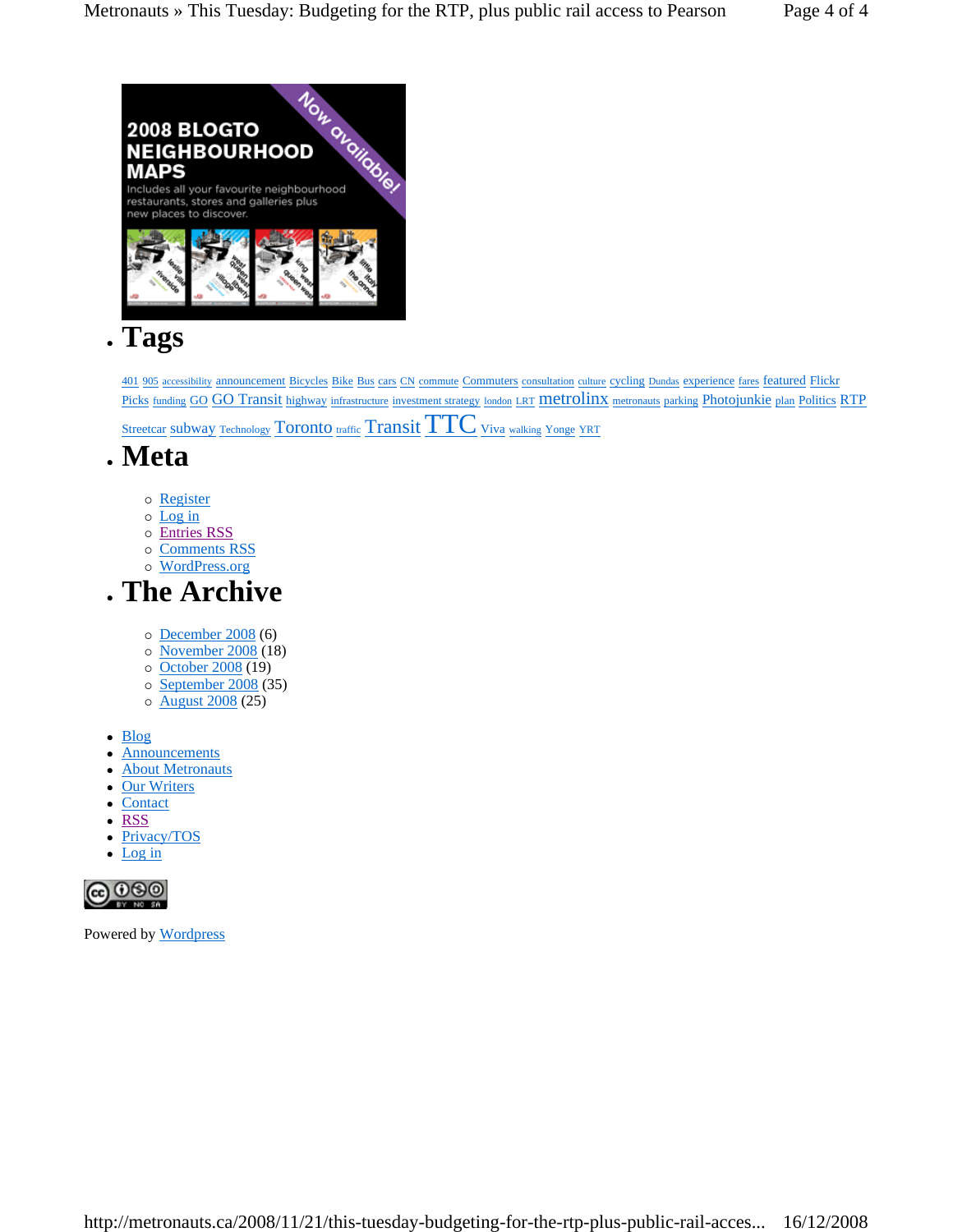- ## Tags

  401 905 accessibility announcement Bicycles Bike Bus cars CN commute Commuters consultation culture cycling Dundas experience fares featured Flickr Picks funding GO GO Transit highway infrastructure investment strategy london LRT metrolinx metronauts parking Photojunkie plan Politics RTP Streetcar subway Technology Toronto traffic Transit TTC Viva walking Yonge YRT

- ## Meta

  - Register
  - Log in
  - Entries RSS
  - Comments RSS
  - WordPress.org

- ## The Archive

  - December 2008 (6)
  - November 2008 (18)
  - October 2008 (19)
  - September 2008 (35)
  - August 2008 (25)

- Blog
- Announcements
- About Metronauts
- Our Writers
- Contact
- RSS
- Privacy/TOS
- Log in

Powered by Wordpress